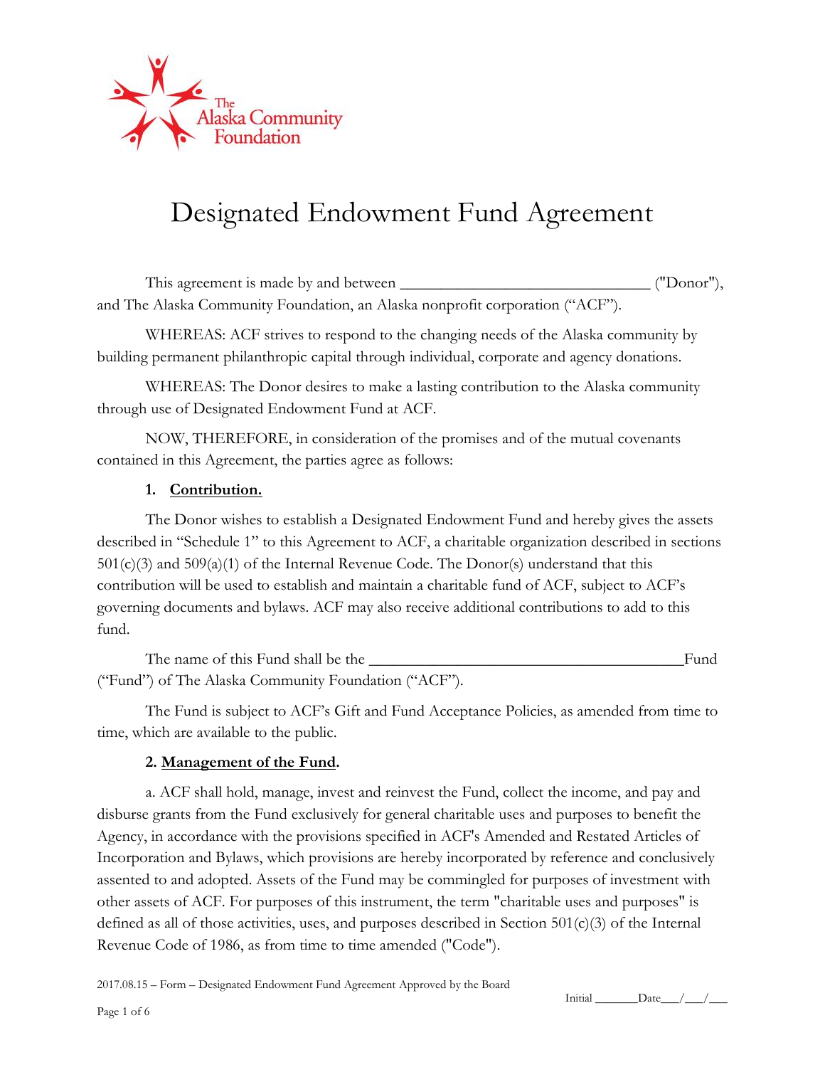The Alaska Community Foundation

# Designated Endowment Fund Agreement

This agreement is made by and between ______________________________ ("Donor"), and The Alaska Community Foundation, an Alaska nonprofit corporation ("ACF").

WHEREAS: ACF strives to respond to the changing needs of the Alaska community by building permanent philanthropic capital through individual, corporate and agency donations.

WHEREAS: The Donor desires to make a lasting contribution to the Alaska community through use of Designated Endowment Fund at ACF.

NOW, THEREFORE, in consideration of the promises and of the mutual covenants contained in this Agreement, the parties agree as follows:

**1. Contribution.**

The Donor wishes to establish a Designated Endowment Fund and hereby gives the assets described in "Schedule 1" to this Agreement to ACF, a charitable organization described in sections 501(c)(3) and 509(a)(1) of the Internal Revenue Code. The Donor(s) understand that this contribution will be used to establish and maintain a charitable fund of ACF, subject to ACF's governing documents and bylaws. ACF may also receive additional contributions to add to this fund.

The name of this Fund shall be the ____________________________________Fund ("Fund") of The Alaska Community Foundation ("ACF").

The Fund is subject to ACF's Gift and Fund Acceptance Policies, as amended from time to time, which are available to the public.

**2. Management of the Fund.**

a. ACF shall hold, manage, invest and reinvest the Fund, collect the income, and pay and disburse grants from the Fund exclusively for general charitable uses and purposes to benefit the Agency, in accordance with the provisions specified in ACF's Amended and Restated Articles of Incorporation and Bylaws, which provisions are hereby incorporated by reference and conclusively assented to and adopted. Assets of the Fund may be commingled for purposes of investment with other assets of ACF. For purposes of this instrument, the term "charitable uses and purposes" is defined as all of those activities, uses, and purposes described in Section 501(c)(3) of the Internal Revenue Code of 1986, as from time to time amended ("Code").

2017.08.15 – Form – Designated Endowment Fund Agreement Approved by the Board

Initial _______Date___/___/___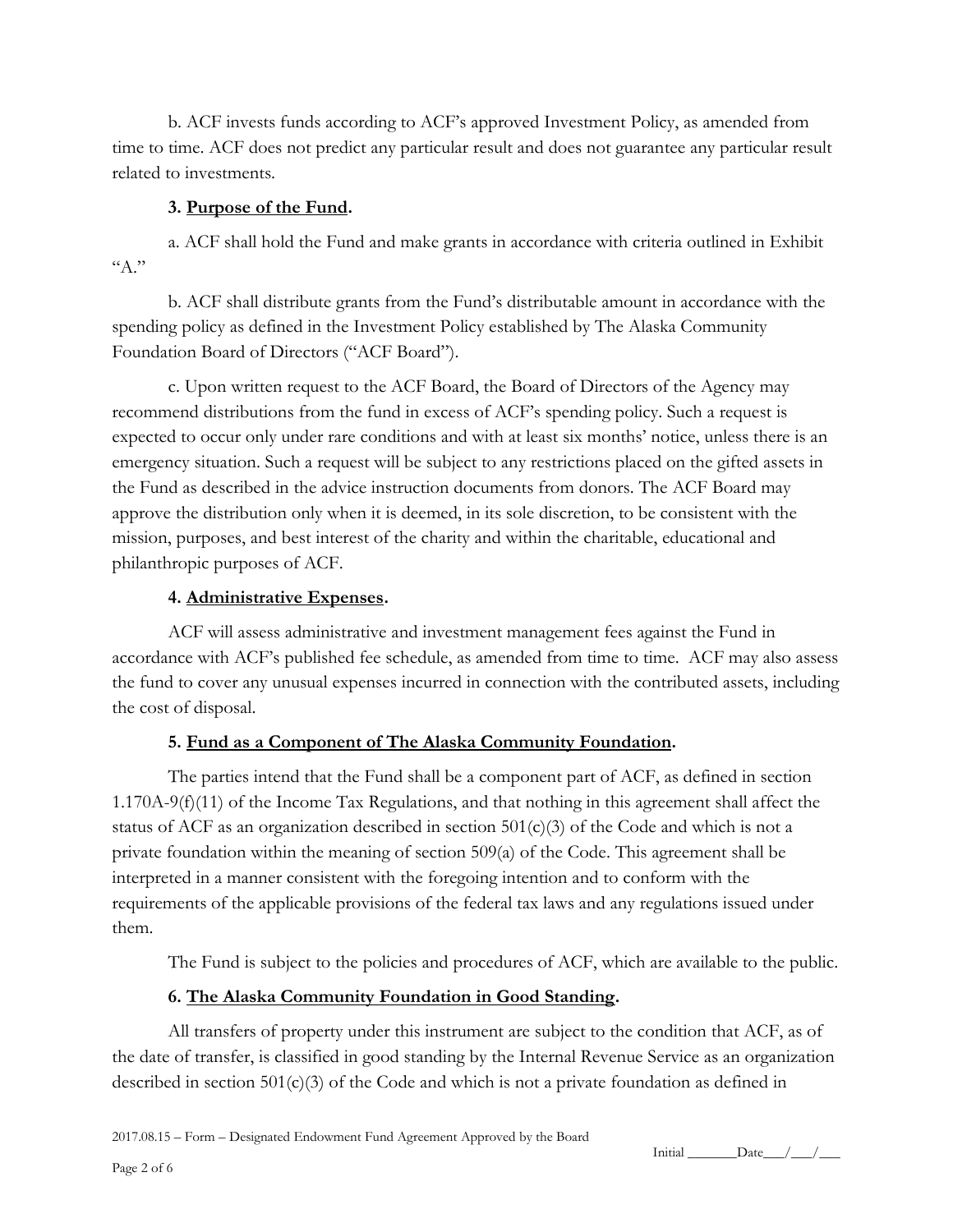b. ACF invests funds according to ACF's approved Investment Policy, as amended from time to time. ACF does not predict any particular result and does not guarantee any particular result related to investments.

**3. Purpose of the Fund.**

a. ACF shall hold the Fund and make grants in accordance with criteria outlined in Exhibit "A."

b. ACF shall distribute grants from the Fund's distributable amount in accordance with the spending policy as defined in the Investment Policy established by The Alaska Community Foundation Board of Directors ("ACF Board").

c. Upon written request to the ACF Board, the Board of Directors of the Agency may recommend distributions from the fund in excess of ACF's spending policy. Such a request is expected to occur only under rare conditions and with at least six months' notice, unless there is an emergency situation. Such a request will be subject to any restrictions placed on the gifted assets in the Fund as described in the advice instruction documents from donors. The ACF Board may approve the distribution only when it is deemed, in its sole discretion, to be consistent with the mission, purposes, and best interest of the charity and within the charitable, educational and philanthropic purposes of ACF.

**4. Administrative Expenses.**

ACF will assess administrative and investment management fees against the Fund in accordance with ACF's published fee schedule, as amended from time to time. ACF may also assess the fund to cover any unusual expenses incurred in connection with the contributed assets, including the cost of disposal.

**5. Fund as a Component of The Alaska Community Foundation.**

The parties intend that the Fund shall be a component part of ACF, as defined in section 1.170A-9(f)(11) of the Income Tax Regulations, and that nothing in this agreement shall affect the status of ACF as an organization described in section 501(c)(3) of the Code and which is not a private foundation within the meaning of section 509(a) of the Code. This agreement shall be interpreted in a manner consistent with the foregoing intention and to conform with the requirements of the applicable provisions of the federal tax laws and any regulations issued under them.

The Fund is subject to the policies and procedures of ACF, which are available to the public.

**6. The Alaska Community Foundation in Good Standing.**

All transfers of property under this instrument are subject to the condition that ACF, as of the date of transfer, is classified in good standing by the Internal Revenue Service as an organization described in section 501(c)(3) of the Code and which is not a private foundation as defined in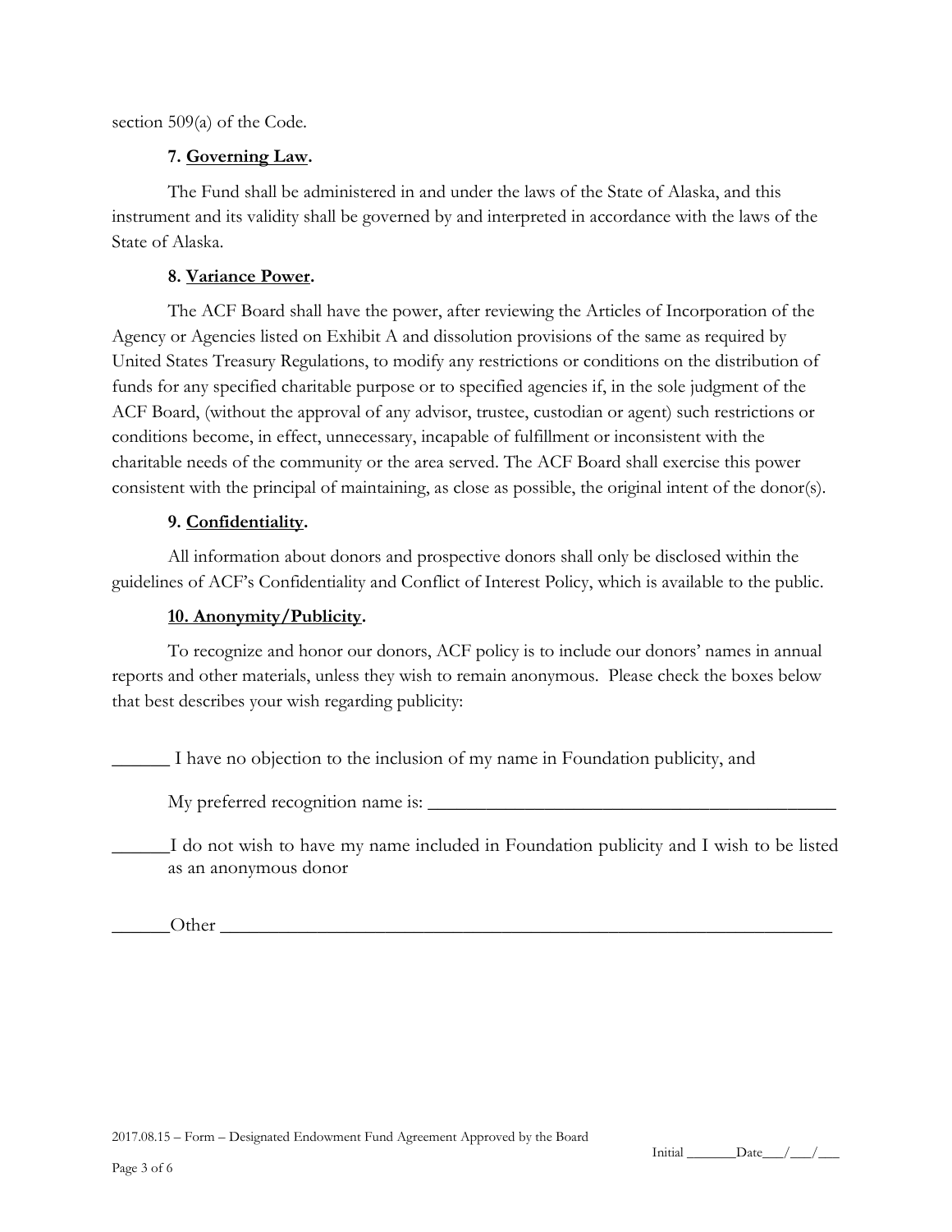section 509(a) of the Code.

**7. Governing Law.**

The Fund shall be administered in and under the laws of the State of Alaska, and this instrument and its validity shall be governed by and interpreted in accordance with the laws of the State of Alaska.

**8. Variance Power.**

The ACF Board shall have the power, after reviewing the Articles of Incorporation of the Agency or Agencies listed on Exhibit A and dissolution provisions of the same as required by United States Treasury Regulations, to modify any restrictions or conditions on the distribution of funds for any specified charitable purpose or to specified agencies if, in the sole judgment of the ACF Board, (without the approval of any advisor, trustee, custodian or agent) such restrictions or conditions become, in effect, unnecessary, incapable of fulfillment or inconsistent with the charitable needs of the community or the area served. The ACF Board shall exercise this power consistent with the principal of maintaining, as close as possible, the original intent of the donor(s).

**9. Confidentiality.**

All information about donors and prospective donors shall only be disclosed within the guidelines of ACF's Confidentiality and Conflict of Interest Policy, which is available to the public.

**10. Anonymity/Publicity.**

To recognize and honor our donors, ACF policy is to include our donors' names in annual reports and other materials, unless they wish to remain anonymous. Please check the boxes below that best describes your wish regarding publicity:

______ I have no objection to the inclusion of my name in Foundation publicity, and

My preferred recognition name is: ____________________________________________

______I do not wish to have my name included in Foundation publicity and I wish to be listed as an anonymous donor

______Other ____________________________________________________________________

2017.08.15 – Form – Designated Endowment Fund Agreement Approved by the Board

Initial _______Date___/___/___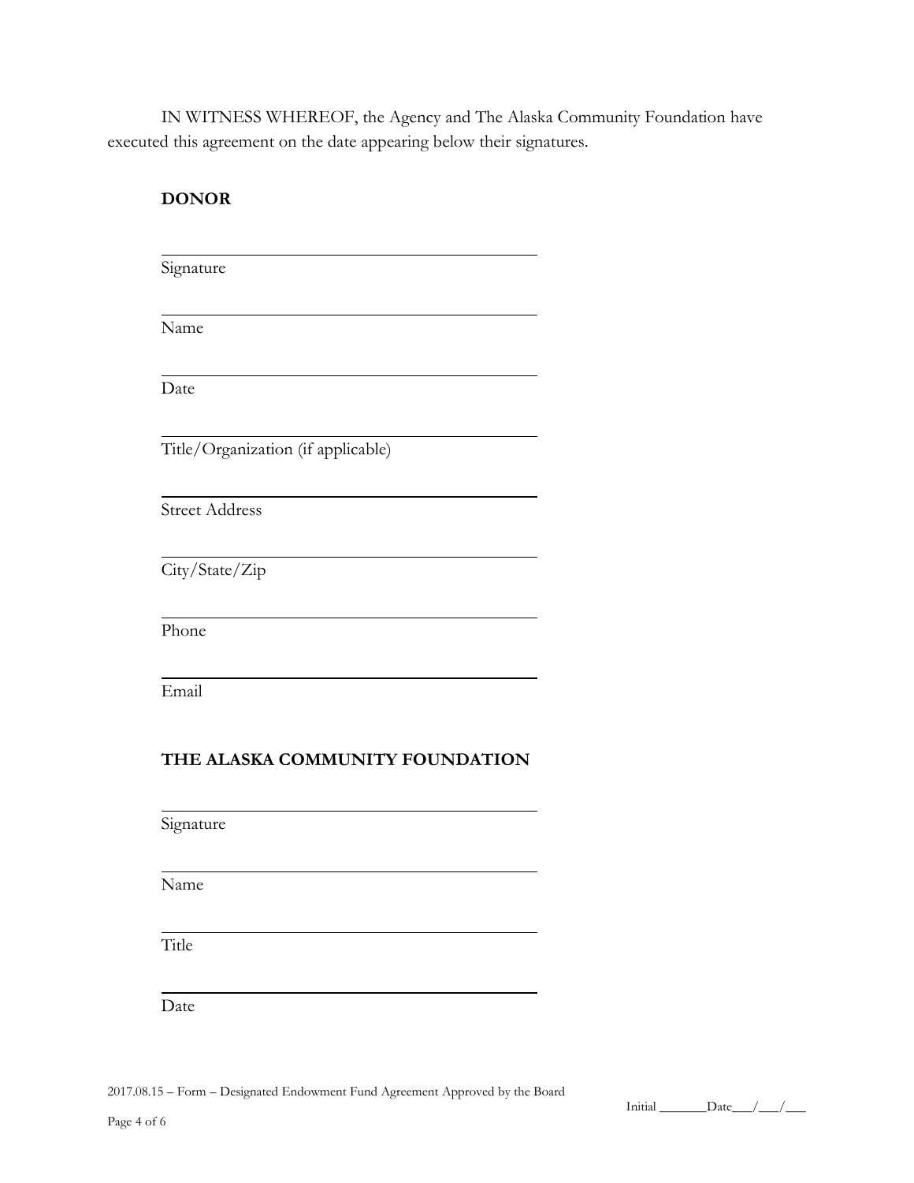IN WITNESS WHEREOF, the Agency and The Alaska Community Foundation have executed this agreement on the date appearing below their signatures.

**DONOR**

\_\_\_\_\_\_\_\_\_\_\_\_\_\_\_\_\_\_\_\_\_\_\_\_\_\_\_\_\_\_\_\_\_\_\_\_\_\_\_\_
Signature

\_\_\_\_\_\_\_\_\_\_\_\_\_\_\_\_\_\_\_\_\_\_\_\_\_\_\_\_\_\_\_\_\_\_\_\_\_\_\_\_
Name

\_\_\_\_\_\_\_\_\_\_\_\_\_\_\_\_\_\_\_\_\_\_\_\_\_\_\_\_\_\_\_\_\_\_\_\_\_\_\_\_
Date

\_\_\_\_\_\_\_\_\_\_\_\_\_\_\_\_\_\_\_\_\_\_\_\_\_\_\_\_\_\_\_\_\_\_\_\_\_\_\_\_
Title/Organization (if applicable)

\_\_\_\_\_\_\_\_\_\_\_\_\_\_\_\_\_\_\_\_\_\_\_\_\_\_\_\_\_\_\_\_\_\_\_\_\_\_\_\_
Street Address

\_\_\_\_\_\_\_\_\_\_\_\_\_\_\_\_\_\_\_\_\_\_\_\_\_\_\_\_\_\_\_\_\_\_\_\_\_\_\_\_
City/State/Zip

\_\_\_\_\_\_\_\_\_\_\_\_\_\_\_\_\_\_\_\_\_\_\_\_\_\_\_\_\_\_\_\_\_\_\_\_\_\_\_\_
Phone

\_\_\_\_\_\_\_\_\_\_\_\_\_\_\_\_\_\_\_\_\_\_\_\_\_\_\_\_\_\_\_\_\_\_\_\_\_\_\_\_
Email

**THE ALASKA COMMUNITY FOUNDATION**

\_\_\_\_\_\_\_\_\_\_\_\_\_\_\_\_\_\_\_\_\_\_\_\_\_\_\_\_\_\_\_\_\_\_\_\_\_\_\_\_
Signature

\_\_\_\_\_\_\_\_\_\_\_\_\_\_\_\_\_\_\_\_\_\_\_\_\_\_\_\_\_\_\_\_\_\_\_\_\_\_\_\_
Name

\_\_\_\_\_\_\_\_\_\_\_\_\_\_\_\_\_\_\_\_\_\_\_\_\_\_\_\_\_\_\_\_\_\_\_\_\_\_\_\_
Title

\_\_\_\_\_\_\_\_\_\_\_\_\_\_\_\_\_\_\_\_\_\_\_\_\_\_\_\_\_\_\_\_\_\_\_\_\_\_\_\_
Date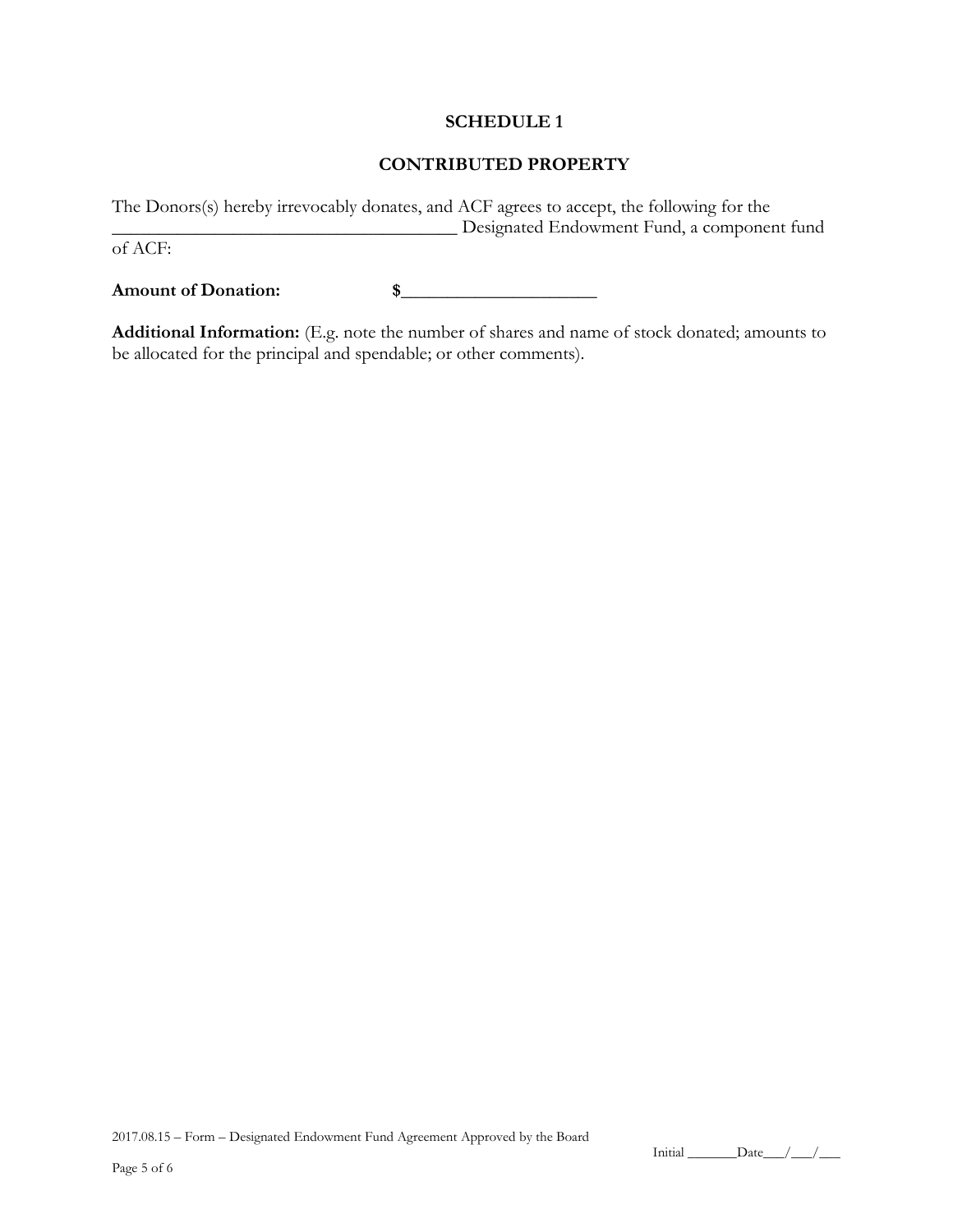# SCHEDULE 1

## CONTRIBUTED PROPERTY

The Donors(s) hereby irrevocably donates, and ACF agrees to accept, the following for the _____________________________________ Designated Endowment Fund, a component fund of ACF:

**Amount of Donation:** **$**_____________________

**Additional Information:** (E.g. note the number of shares and name of stock donated; amounts to be allocated for the principal and spendable; or other comments).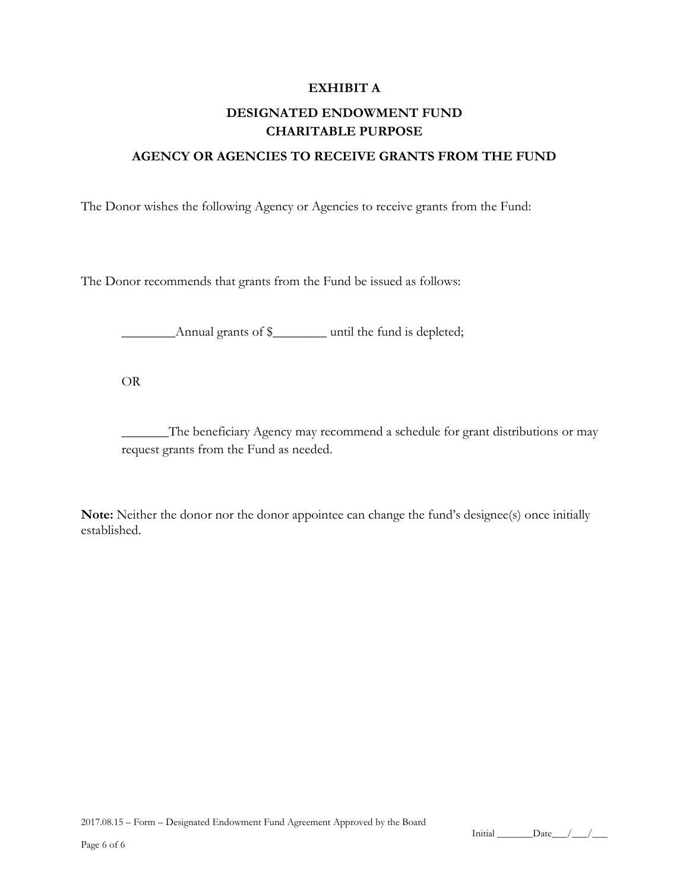# EXHIBIT A

## DESIGNATED ENDOWMENT FUND
## CHARITABLE PURPOSE

## AGENCY OR AGENCIES TO RECEIVE GRANTS FROM THE FUND

The Donor wishes the following Agency or Agencies to receive grants from the Fund:

The Donor recommends that grants from the Fund be issued as follows:

________Annual grants of $________ until the fund is depleted;

OR

_______The beneficiary Agency may recommend a schedule for grant distributions or may request grants from the Fund as needed.

**Note:** Neither the donor nor the donor appointee can change the fund's designee(s) once initially established.

2017.08.15 – Form – Designated Endowment Fund Agreement Approved by the Board

Initial _______Date___/___/___